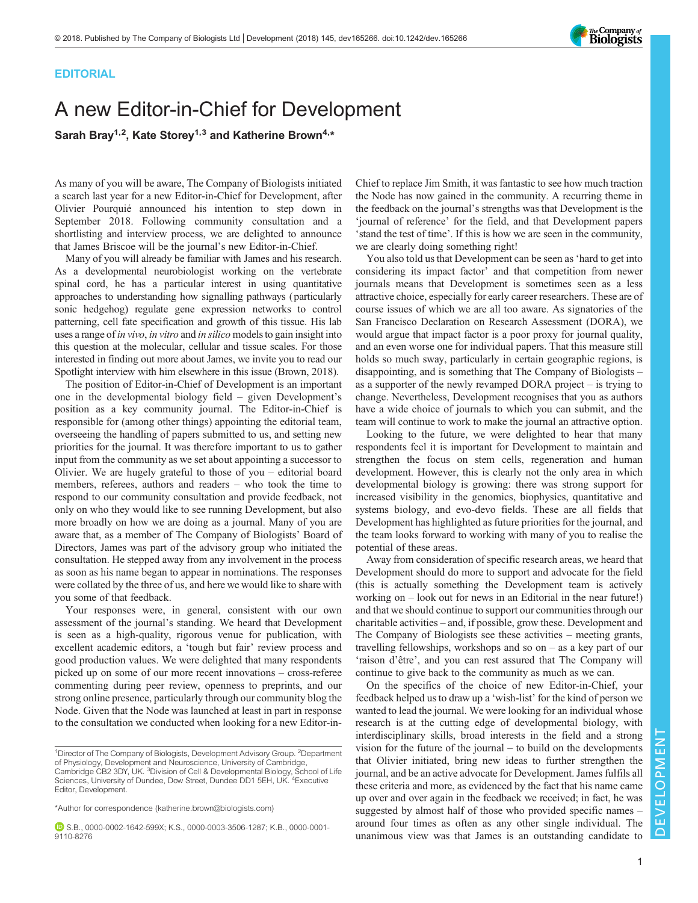EDITORIAL

# A new Editor-in-Chief for Development

**Sarah Bray[1,2], Kate Storey[1,3] and Katherine Brown[4,*]**

As many of you will be aware, The Company of Biologists initiated a search last year for a new Editor-in-Chief for Development, after Olivier Pourquié announced his intention to step down in September 2018. Following community consultation and a shortlisting and interview process, we are delighted to announce that James Briscoe will be the journal's new Editor-in-Chief.

Many of you will already be familiar with James and his research. As a developmental neurobiologist working on the vertebrate spinal cord, he has a particular interest in using quantitative approaches to understanding how signalling pathways (particularly sonic hedgehog) regulate gene expression networks to control patterning, cell fate specification and growth of this tissue. His lab uses a range of *in vivo*, *in vitro* and *in silico* models to gain insight into this question at the molecular, cellular and tissue scales. For those interested in finding out more about James, we invite you to read our Spotlight interview with him elsewhere in this issue (Brown, 2018).

The position of Editor-in-Chief of Development is an important one in the developmental biology field – given Development's position as a key community journal. The Editor-in-Chief is responsible for (among other things) appointing the editorial team, overseeing the handling of papers submitted to us, and setting new priorities for the journal. It was therefore important to us to gather input from the community as we set about appointing a successor to Olivier. We are hugely grateful to those of you – editorial board members, referees, authors and readers – who took the time to respond to our community consultation and provide feedback, not only on who they would like to see running Development, but also more broadly on how we are doing as a journal. Many of you are aware that, as a member of The Company of Biologists' Board of Directors, James was part of the advisory group who initiated the consultation. He stepped away from any involvement in the process as soon as his name began to appear in nominations. The responses were collated by the three of us, and here we would like to share with you some of that feedback.

Your responses were, in general, consistent with our own assessment of the journal's standing. We heard that Development is seen as a high-quality, rigorous venue for publication, with excellent academic editors, a 'tough but fair' review process and good production values. We were delighted that many respondents picked up on some of our more recent innovations – cross-referee commenting during peer review, openness to preprints, and our strong online presence, particularly through our community blog the Node. Given that the Node was launched at least in part in response to the consultation we conducted when looking for a new Editor-in-Chief to replace Jim Smith, it was fantastic to see how much traction the Node has now gained in the community. A recurring theme in the feedback on the journal's strengths was that Development is the 'journal of reference' for the field, and that Development papers 'stand the test of time'. If this is how we are seen in the community, we are clearly doing something right!

You also told us that Development can be seen as 'hard to get into considering its impact factor' and that competition from newer journals means that Development is sometimes seen as a less attractive choice, especially for early career researchers. These are of course issues of which we are all too aware. As signatories of the San Francisco Declaration on Research Assessment (DORA), we would argue that impact factor is a poor proxy for journal quality, and an even worse one for individual papers. That this measure still holds so much sway, particularly in certain geographic regions, is disappointing, and is something that The Company of Biologists – as a supporter of the newly revamped DORA project – is trying to change. Nevertheless, Development recognises that you as authors have a wide choice of journals to which you can submit, and the team will continue to work to make the journal an attractive option.

Looking to the future, we were delighted to hear that many respondents feel it is important for Development to maintain and strengthen the focus on stem cells, regeneration and human development. However, this is clearly not the only area in which developmental biology is growing: there was strong support for increased visibility in the genomics, biophysics, quantitative and systems biology, and evo-devo fields. These are all fields that Development has highlighted as future priorities for the journal, and the team looks forward to working with many of you to realise the potential of these areas.

Away from consideration of specific research areas, we heard that Development should do more to support and advocate for the field (this is actually something the Development team is actively working on – look out for news in an Editorial in the near future!) and that we should continue to support our communities through our charitable activities – and, if possible, grow these. Development and The Company of Biologists see these activities – meeting grants, travelling fellowships, workshops and so on – as a key part of our 'raison d'être', and you can rest assured that The Company will continue to give back to the community as much as we can.

On the specifics of the choice of new Editor-in-Chief, your feedback helped us to draw up a 'wish-list' for the kind of person we wanted to lead the journal. We were looking for an individual whose research is at the cutting edge of developmental biology, with interdisciplinary skills, broad interests in the field and a strong vision for the future of the journal – to build on the developments that Olivier initiated, bring new ideas to further strengthen the journal, and be an active advocate for Development. James fulfils all these criteria and more, as evidenced by the fact that his name came up over and over again in the feedback we received; in fact, he was suggested by almost half of those who provided specific names – around four times as often as any other single individual. The unanimous view was that James is an outstanding candidate to

---

[1]Director of The Company of Biologists, Development Advisory Group. [2]Department of Physiology, Development and Neuroscience, University of Cambridge, Cambridge CB2 3DY, UK. [3]Division of Cell & Developmental Biology, School of Life Sciences, University of Dundee, Dow Street, Dundee DD1 5EH, UK. [4]Executive Editor, Development.

*Author for correspondence (katherine.brown@biologists.com)

S.B., 0000-0002-1642-599X; K.S., 0000-0003-3506-1287; K.B., 0000-0001-9110-8276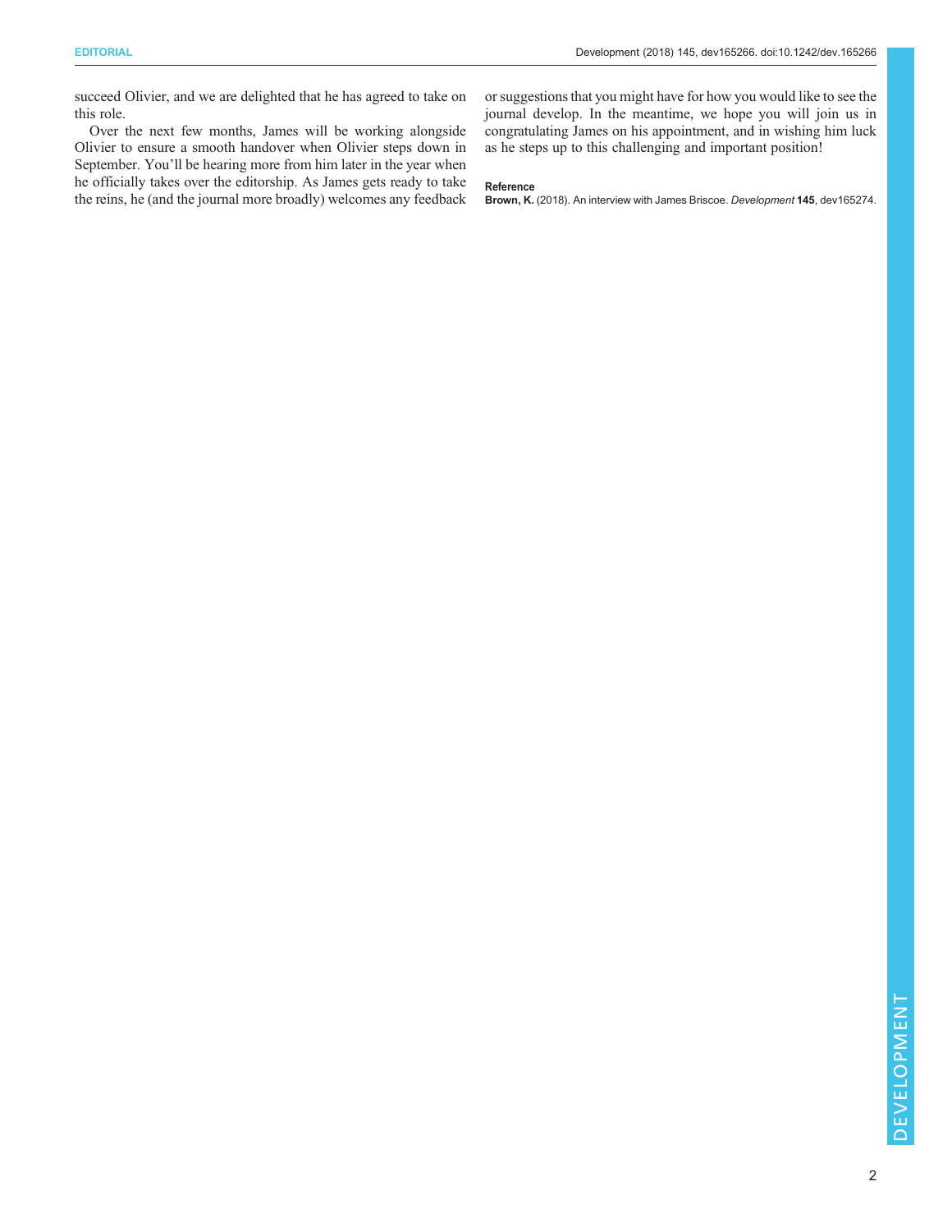succeed Olivier, and we are delighted that he has agreed to take on this role.

Over the next few months, James will be working alongside Olivier to ensure a smooth handover when Olivier steps down in September. You'll be hearing more from him later in the year when he officially takes over the editorship. As James gets ready to take the reins, he (and the journal more broadly) welcomes any feedback or suggestions that you might have for how you would like to see the journal develop. In the meantime, we hope you will join us in congratulating James on his appointment, and in wishing him luck as he steps up to this challenging and important position!

#### Reference

**Brown, K.** (2018). An interview with James Briscoe. *Development* **145**, dev165274.